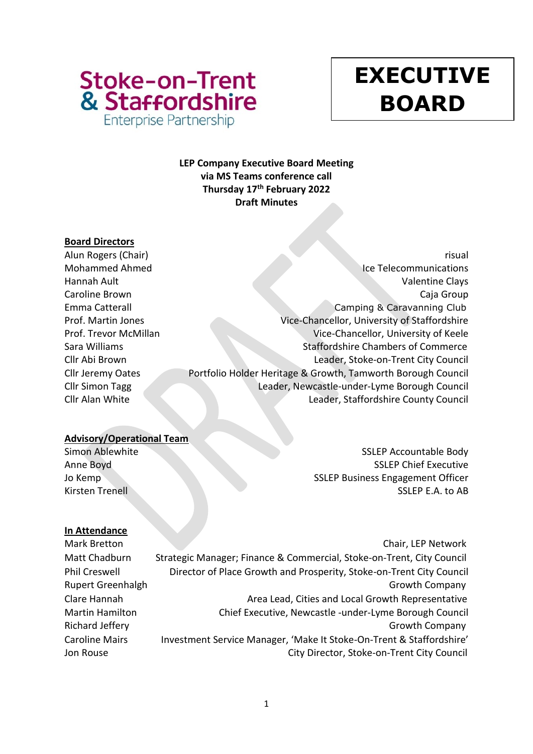Stoke-on-Trent & Staffordshire Enterprise Partnership

# EXECUTIVE BOARD

**LEP Company Executive Board Meeting**
**via MS Teams conference call**
**Thursday 17th February 2022**
**Draft Minutes**

**Board Directors**

| | |
|---|---|
| Alun Rogers (Chair) | risual |
| Mohammed Ahmed | Ice Telecommunications |
| Hannah Ault | Valentine Clays |
| Caroline Brown | Caja Group |
| Emma Catterall | Camping & Caravanning Club |
| Prof. Martin Jones | Vice-Chancellor, University of Staffordshire |
| Prof. Trevor McMillan | Vice-Chancellor, University of Keele |
| Sara Williams | Staffordshire Chambers of Commerce |
| Cllr Abi Brown | Leader, Stoke-on-Trent City Council |
| Cllr Jeremy Oates | Portfolio Holder Heritage & Growth, Tamworth Borough Council |
| Cllr Simon Tagg | Leader, Newcastle-under-Lyme Borough Council |
| Cllr Alan White | Leader, Staffordshire County Council |

**Advisory/Operational Team**

| | |
|---|---|
| Simon Ablewhite | SSLEP Accountable Body |
| Anne Boyd | SSLEP Chief Executive |
| Jo Kemp | SSLEP Business Engagement Officer |
| Kirsten Trenell | SSLEP E.A. to AB |

**In Attendance**

| | |
|---|---|
| Mark Bretton | Chair, LEP Network |
| Matt Chadburn | Strategic Manager; Finance & Commercial, Stoke-on-Trent, City Council |
| Phil Creswell | Director of Place Growth and Prosperity, Stoke-on-Trent City Council |
| Rupert Greenhalgh | Growth Company |
| Clare Hannah | Area Lead, Cities and Local Growth Representative |
| Martin Hamilton | Chief Executive, Newcastle -under-Lyme Borough Council |
| Richard Jeffery | Growth Company |
| Caroline Mairs | Investment Service Manager, 'Make It Stoke-On-Trent & Staffordshire' |
| Jon Rouse | City Director, Stoke-on-Trent City Council |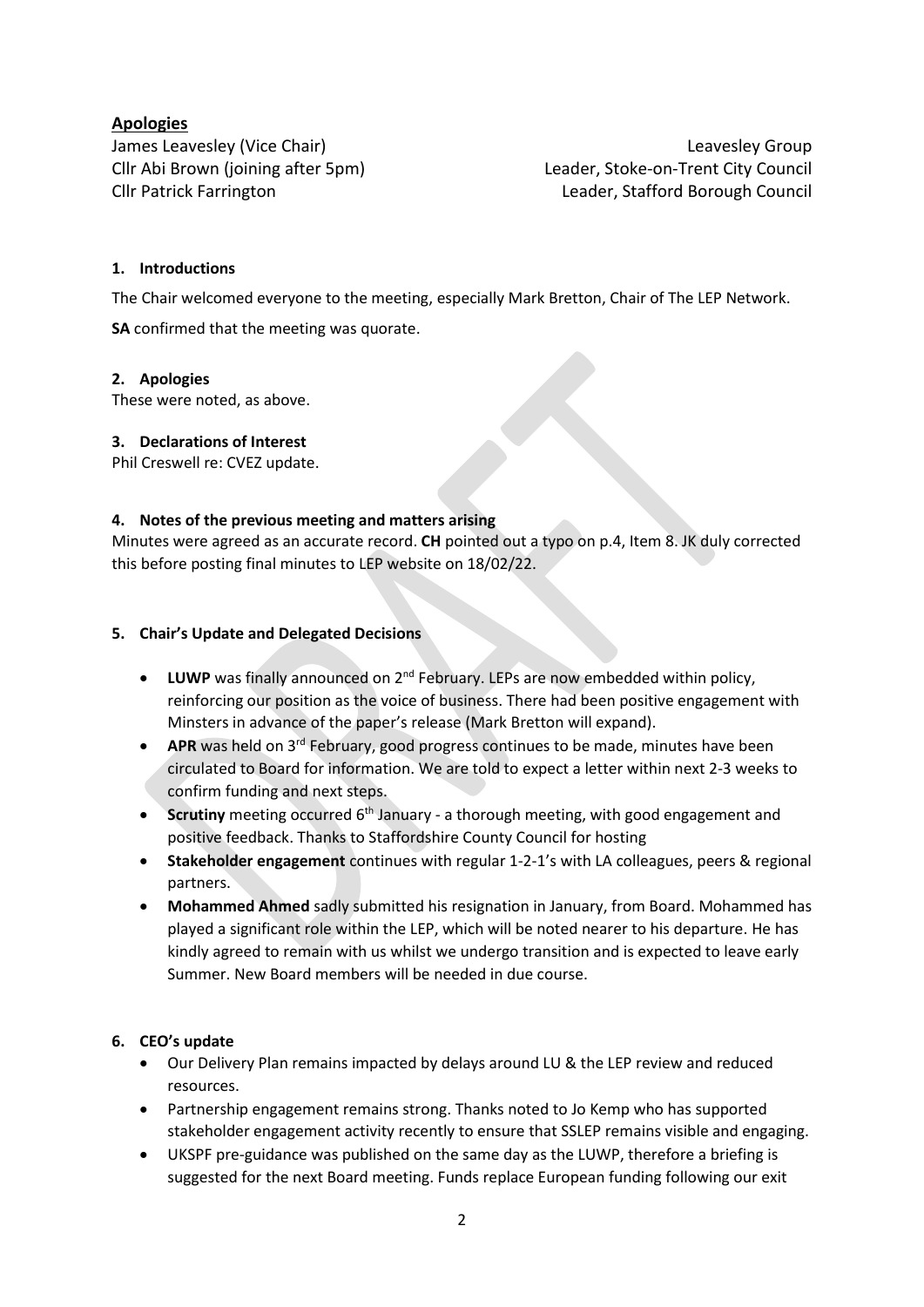**Apologies**

| | |
|---|---|
| James Leavesley (Vice Chair) | Leavesley Group |
| Cllr Abi Brown (joining after 5pm) | Leader, Stoke-on-Trent City Council |
| Cllr Patrick Farrington | Leader, Stafford Borough Council |

**1. Introductions**

The Chair welcomed everyone to the meeting, especially Mark Bretton, Chair of The LEP Network.

**SA** confirmed that the meeting was quorate.

**2. Apologies**

These were noted, as above.

**3. Declarations of Interest**

Phil Creswell re: CVEZ update.

**4. Notes of the previous meeting and matters arising**

Minutes were agreed as an accurate record. **CH** pointed out a typo on p.4, Item 8. JK duly corrected this before posting final minutes to LEP website on 18/02/22.

**5. Chair's Update and Delegated Decisions**

- **LUWP** was finally announced on 2nd February. LEPs are now embedded within policy, reinforcing our position as the voice of business. There had been positive engagement with Minsters in advance of the paper's release (Mark Bretton will expand).
- **APR** was held on 3rd February, good progress continues to be made, minutes have been circulated to Board for information. We are told to expect a letter within next 2-3 weeks to confirm funding and next steps.
- **Scrutiny** meeting occurred 6th January - a thorough meeting, with good engagement and positive feedback. Thanks to Staffordshire County Council for hosting
- **Stakeholder engagement** continues with regular 1-2-1's with LA colleagues, peers & regional partners.
- **Mohammed Ahmed** sadly submitted his resignation in January, from Board. Mohammed has played a significant role within the LEP, which will be noted nearer to his departure. He has kindly agreed to remain with us whilst we undergo transition and is expected to leave early Summer. New Board members will be needed in due course.

**6. CEO's update**

- Our Delivery Plan remains impacted by delays around LU & the LEP review and reduced resources.
- Partnership engagement remains strong. Thanks noted to Jo Kemp who has supported stakeholder engagement activity recently to ensure that SSLEP remains visible and engaging.
- UKSPF pre-guidance was published on the same day as the LUWP, therefore a briefing is suggested for the next Board meeting. Funds replace European funding following our exit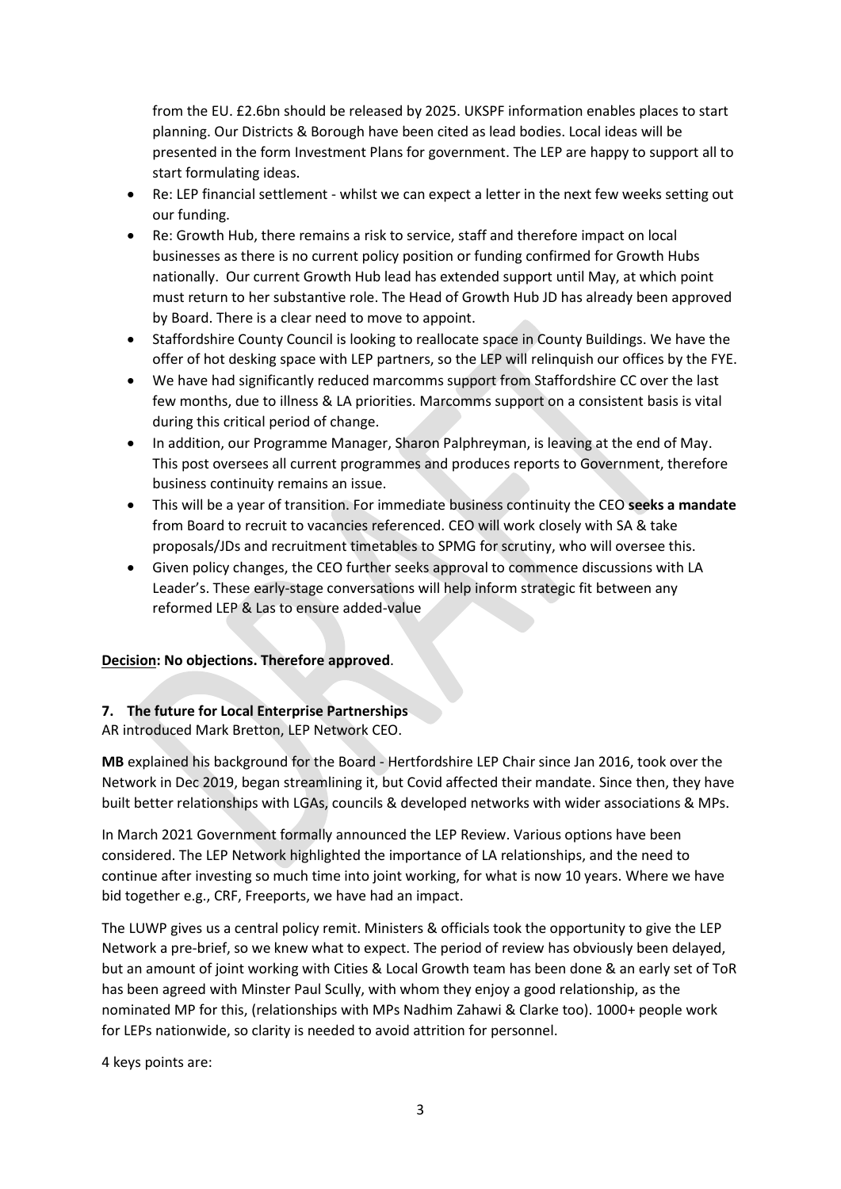from the EU. £2.6bn should be released by 2025. UKSPF information enables places to start planning. Our Districts & Borough have been cited as lead bodies. Local ideas will be presented in the form Investment Plans for government. The LEP are happy to support all to start formulating ideas.

- Re: LEP financial settlement - whilst we can expect a letter in the next few weeks setting out our funding.
- Re: Growth Hub, there remains a risk to service, staff and therefore impact on local businesses as there is no current policy position or funding confirmed for Growth Hubs nationally. Our current Growth Hub lead has extended support until May, at which point must return to her substantive role. The Head of Growth Hub JD has already been approved by Board. There is a clear need to move to appoint.
- Staffordshire County Council is looking to reallocate space in County Buildings. We have the offer of hot desking space with LEP partners, so the LEP will relinquish our offices by the FYE.
- We have had significantly reduced marcomms support from Staffordshire CC over the last few months, due to illness & LA priorities. Marcomms support on a consistent basis is vital during this critical period of change.
- In addition, our Programme Manager, Sharon Palphreyman, is leaving at the end of May. This post oversees all current programmes and produces reports to Government, therefore business continuity remains an issue.
- This will be a year of transition. For immediate business continuity the CEO **seeks a mandate** from Board to recruit to vacancies referenced. CEO will work closely with SA & take proposals/JDs and recruitment timetables to SPMG for scrutiny, who will oversee this.
- Given policy changes, the CEO further seeks approval to commence discussions with LA Leader's. These early-stage conversations will help inform strategic fit between any reformed LEP & Las to ensure added-value

**Decision: No objections. Therefore approved**.

### 7. The future for Local Enterprise Partnerships

AR introduced Mark Bretton, LEP Network CEO.

**MB** explained his background for the Board - Hertfordshire LEP Chair since Jan 2016, took over the Network in Dec 2019, began streamlining it, but Covid affected their mandate. Since then, they have built better relationships with LGAs, councils & developed networks with wider associations & MPs.

In March 2021 Government formally announced the LEP Review. Various options have been considered. The LEP Network highlighted the importance of LA relationships, and the need to continue after investing so much time into joint working, for what is now 10 years. Where we have bid together e.g., CRF, Freeports, we have had an impact.

The LUWP gives us a central policy remit. Ministers & officials took the opportunity to give the LEP Network a pre-brief, so we knew what to expect. The period of review has obviously been delayed, but an amount of joint working with Cities & Local Growth team has been done & an early set of ToR has been agreed with Minster Paul Scully, with whom they enjoy a good relationship, as the nominated MP for this, (relationships with MPs Nadhim Zahawi & Clarke too). 1000+ people work for LEPs nationwide, so clarity is needed to avoid attrition for personnel.

4 keys points are: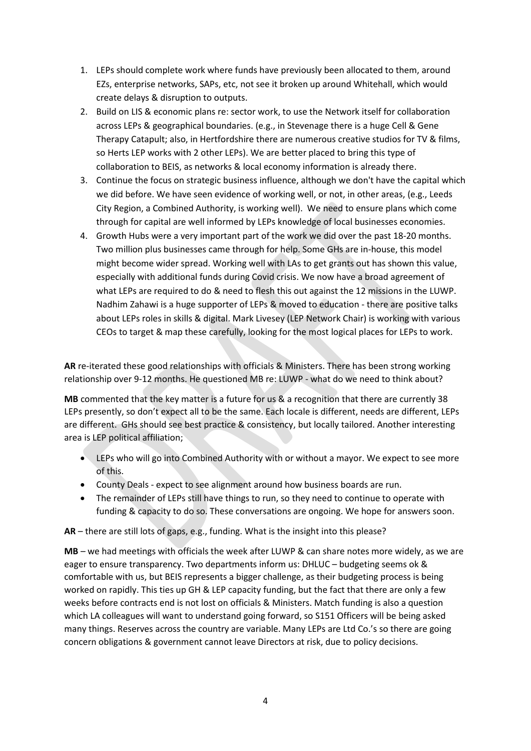1. LEPs should complete work where funds have previously been allocated to them, around EZs, enterprise networks, SAPs, etc, not see it broken up around Whitehall, which would create delays & disruption to outputs.
2. Build on LIS & economic plans re: sector work, to use the Network itself for collaboration across LEPs & geographical boundaries. (e.g., in Stevenage there is a huge Cell & Gene Therapy Catapult; also, in Hertfordshire there are numerous creative studios for TV & films, so Herts LEP works with 2 other LEPs). We are better placed to bring this type of collaboration to BEIS, as networks & local economy information is already there.
3. Continue the focus on strategic business influence, although we don't have the capital which we did before. We have seen evidence of working well, or not, in other areas, (e.g., Leeds City Region, a Combined Authority, is working well). We need to ensure plans which come through for capital are well informed by LEPs knowledge of local businesses economies.
4. Growth Hubs were a very important part of the work we did over the past 18-20 months. Two million plus businesses came through for help. Some GHs are in-house, this model might become wider spread. Working well with LAs to get grants out has shown this value, especially with additional funds during Covid crisis. We now have a broad agreement of what LEPs are required to do & need to flesh this out against the 12 missions in the LUWP. Nadhim Zahawi is a huge supporter of LEPs & moved to education - there are positive talks about LEPs roles in skills & digital. Mark Livesey (LEP Network Chair) is working with various CEOs to target & map these carefully, looking for the most logical places for LEPs to work.

**AR** re-iterated these good relationships with officials & Ministers. There has been strong working relationship over 9-12 months. He questioned MB re: LUWP - what do we need to think about?

**MB** commented that the key matter is a future for us & a recognition that there are currently 38 LEPs presently, so don't expect all to be the same. Each locale is different, needs are different, LEPs are different. GHs should see best practice & consistency, but locally tailored. Another interesting area is LEP political affiliation;

- LEPs who will go into Combined Authority with or without a mayor. We expect to see more of this.
- County Deals - expect to see alignment around how business boards are run.
- The remainder of LEPs still have things to run, so they need to continue to operate with funding & capacity to do so. These conversations are ongoing. We hope for answers soon.

**AR** – there are still lots of gaps, e.g., funding. What is the insight into this please?

**MB** – we had meetings with officials the week after LUWP & can share notes more widely, as we are eager to ensure transparency. Two departments inform us: DHLUC – budgeting seems ok & comfortable with us, but BEIS represents a bigger challenge, as their budgeting process is being worked on rapidly. This ties up GH & LEP capacity funding, but the fact that there are only a few weeks before contracts end is not lost on officials & Ministers. Match funding is also a question which LA colleagues will want to understand going forward, so S151 Officers will be being asked many things. Reserves across the country are variable. Many LEPs are Ltd Co.'s so there are going concern obligations & government cannot leave Directors at risk, due to policy decisions.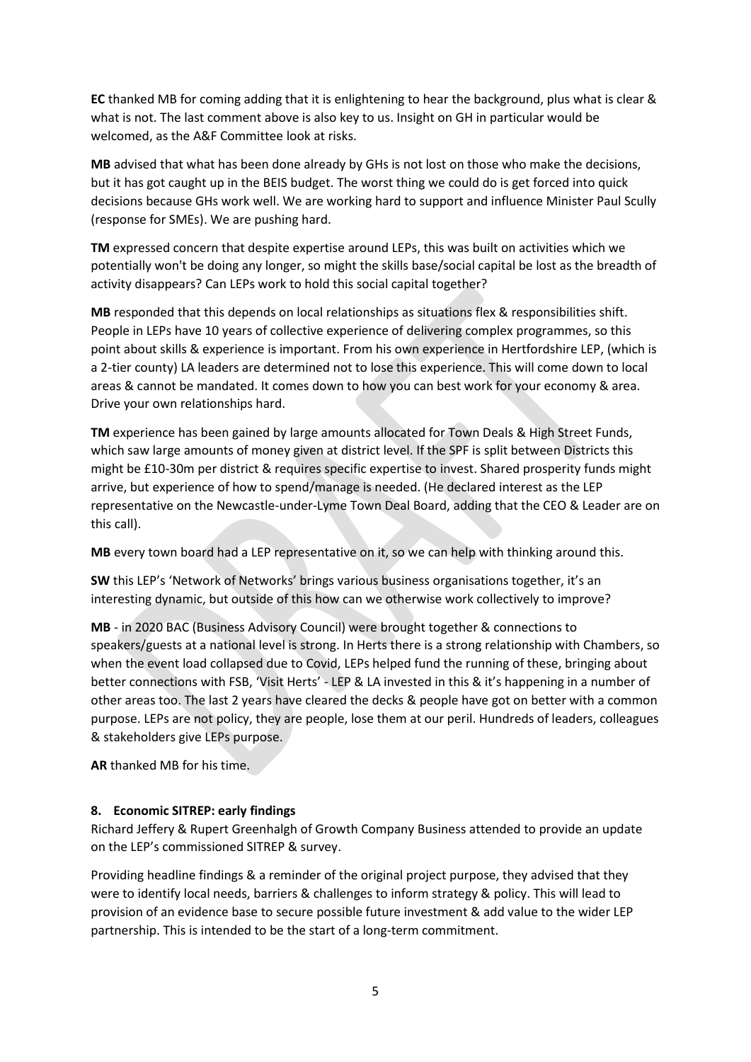**EC** thanked MB for coming adding that it is enlightening to hear the background, plus what is clear & what is not. The last comment above is also key to us. Insight on GH in particular would be welcomed, as the A&F Committee look at risks.

**MB** advised that what has been done already by GHs is not lost on those who make the decisions, but it has got caught up in the BEIS budget. The worst thing we could do is get forced into quick decisions because GHs work well. We are working hard to support and influence Minister Paul Scully (response for SMEs). We are pushing hard.

**TM** expressed concern that despite expertise around LEPs, this was built on activities which we potentially won't be doing any longer, so might the skills base/social capital be lost as the breadth of activity disappears? Can LEPs work to hold this social capital together?

**MB** responded that this depends on local relationships as situations flex & responsibilities shift. People in LEPs have 10 years of collective experience of delivering complex programmes, so this point about skills & experience is important. From his own experience in Hertfordshire LEP, (which is a 2-tier county) LA leaders are determined not to lose this experience. This will come down to local areas & cannot be mandated. It comes down to how you can best work for your economy & area. Drive your own relationships hard.

**TM** experience has been gained by large amounts allocated for Town Deals & High Street Funds, which saw large amounts of money given at district level. If the SPF is split between Districts this might be £10-30m per district & requires specific expertise to invest. Shared prosperity funds might arrive, but experience of how to spend/manage is needed. (He declared interest as the LEP representative on the Newcastle-under-Lyme Town Deal Board, adding that the CEO & Leader are on this call).

**MB** every town board had a LEP representative on it, so we can help with thinking around this.

**SW** this LEP's 'Network of Networks' brings various business organisations together, it's an interesting dynamic, but outside of this how can we otherwise work collectively to improve?

**MB** - in 2020 BAC (Business Advisory Council) were brought together & connections to speakers/guests at a national level is strong. In Herts there is a strong relationship with Chambers, so when the event load collapsed due to Covid, LEPs helped fund the running of these, bringing about better connections with FSB, 'Visit Herts' - LEP & LA invested in this & it's happening in a number of other areas too. The last 2 years have cleared the decks & people have got on better with a common purpose. LEPs are not policy, they are people, lose them at our peril. Hundreds of leaders, colleagues & stakeholders give LEPs purpose.

**AR** thanked MB for his time.

## 8. Economic SITREP: early findings

Richard Jeffery & Rupert Greenhalgh of Growth Company Business attended to provide an update on the LEP's commissioned SITREP & survey.

Providing headline findings & a reminder of the original project purpose, they advised that they were to identify local needs, barriers & challenges to inform strategy & policy. This will lead to provision of an evidence base to secure possible future investment & add value to the wider LEP partnership. This is intended to be the start of a long-term commitment.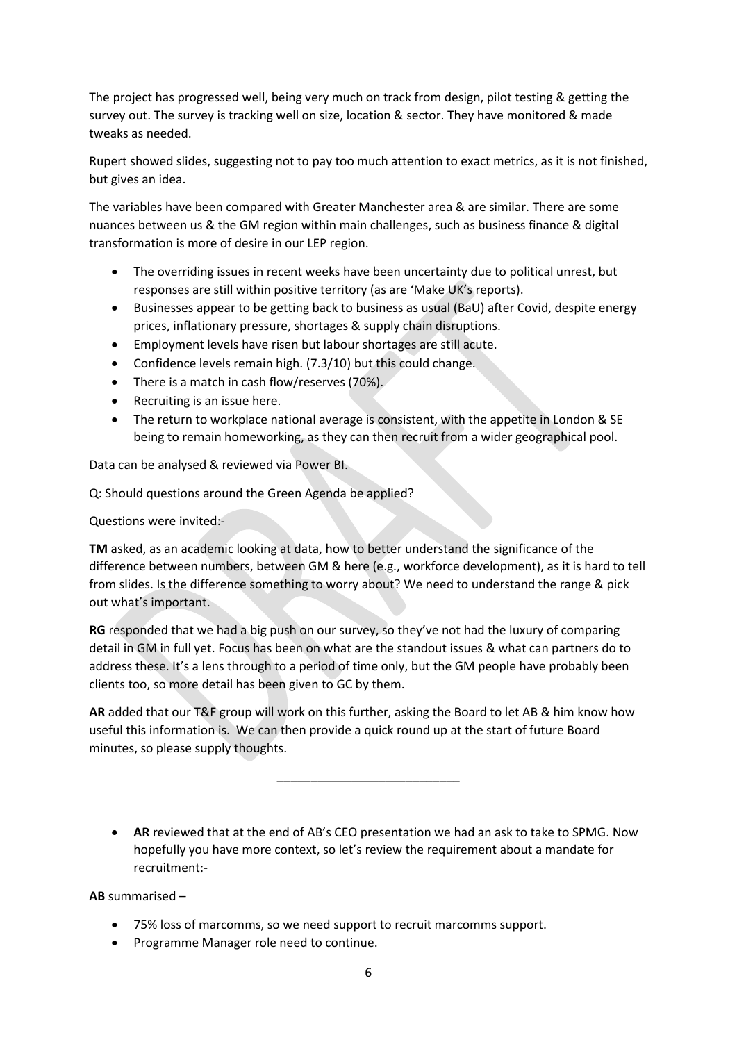The project has progressed well, being very much on track from design, pilot testing & getting the survey out. The survey is tracking well on size, location & sector. They have monitored & made tweaks as needed.

Rupert showed slides, suggesting not to pay too much attention to exact metrics, as it is not finished, but gives an idea.

The variables have been compared with Greater Manchester area & are similar. There are some nuances between us & the GM region within main challenges, such as business finance & digital transformation is more of desire in our LEP region.

- The overriding issues in recent weeks have been uncertainty due to political unrest, but responses are still within positive territory (as are 'Make UK's reports).
- Businesses appear to be getting back to business as usual (BaU) after Covid, despite energy prices, inflationary pressure, shortages & supply chain disruptions.
- Employment levels have risen but labour shortages are still acute.
- Confidence levels remain high. (7.3/10) but this could change.
- There is a match in cash flow/reserves (70%).
- Recruiting is an issue here.
- The return to workplace national average is consistent, with the appetite in London & SE being to remain homeworking, as they can then recruit from a wider geographical pool.

Data can be analysed & reviewed via Power BI.

Q: Should questions around the Green Agenda be applied?

Questions were invited:-

**TM** asked, as an academic looking at data, how to better understand the significance of the difference between numbers, between GM & here (e.g., workforce development), as it is hard to tell from slides. Is the difference something to worry about? We need to understand the range & pick out what's important.

**RG** responded that we had a big push on our survey, so they've not had the luxury of comparing detail in GM in full yet. Focus has been on what are the standout issues & what can partners do to address these. It's a lens through to a period of time only, but the GM people have probably been clients too, so more detail has been given to GC by them.

**AR** added that our T&F group will work on this further, asking the Board to let AB & him know how useful this information is. We can then provide a quick round up at the start of future Board minutes, so please supply thoughts.

---

- **AR** reviewed that at the end of AB's CEO presentation we had an ask to take to SPMG. Now hopefully you have more context, so let's review the requirement about a mandate for recruitment:-

**AB** summarised –

- 75% loss of marcomms, so we need support to recruit marcomms support.
- Programme Manager role need to continue.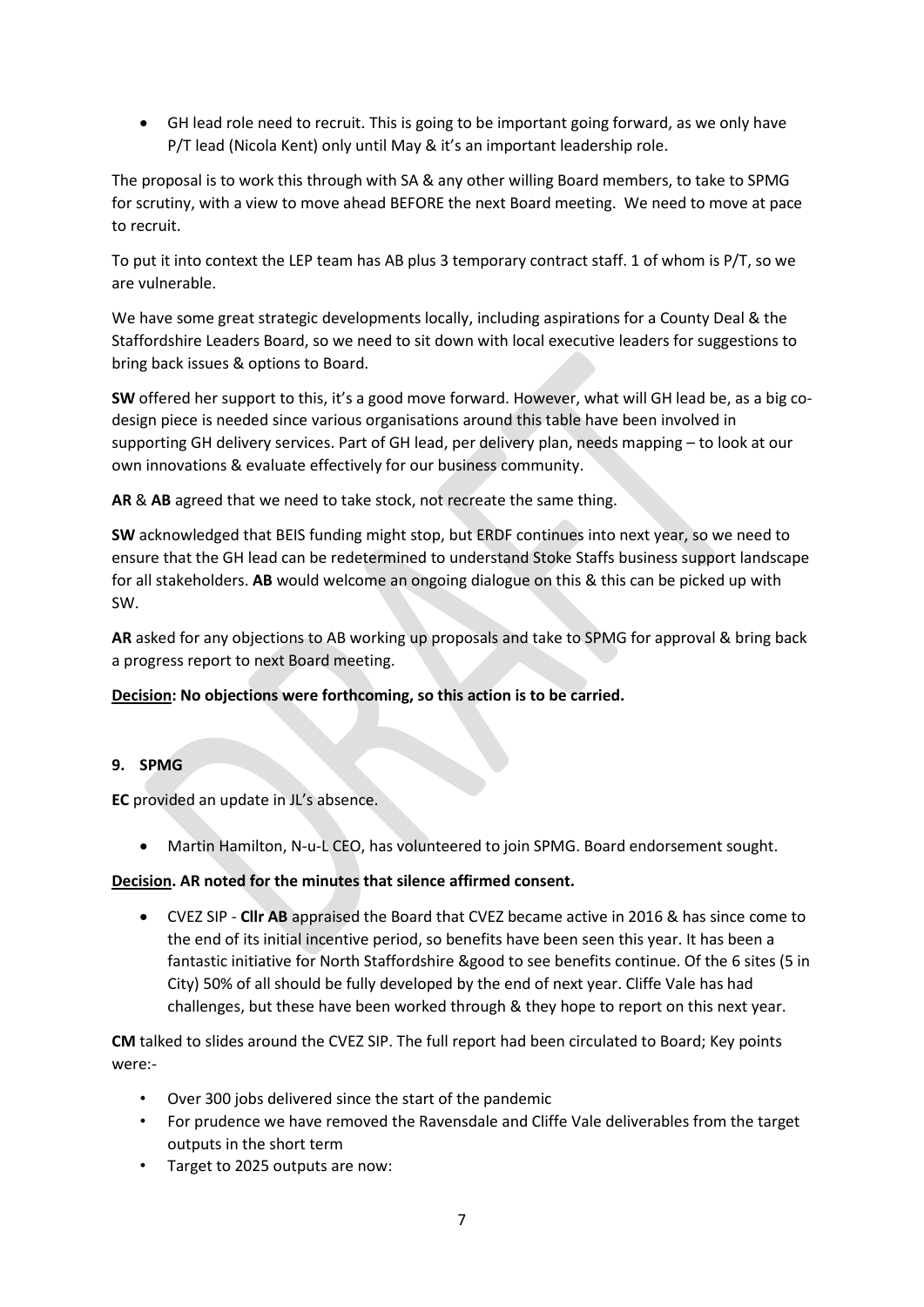- GH lead role need to recruit. This is going to be important going forward, as we only have P/T lead (Nicola Kent) only until May & it's an important leadership role.

The proposal is to work this through with SA & any other willing Board members, to take to SPMG for scrutiny, with a view to move ahead BEFORE the next Board meeting. We need to move at pace to recruit.

To put it into context the LEP team has AB plus 3 temporary contract staff. 1 of whom is P/T, so we are vulnerable.

We have some great strategic developments locally, including aspirations for a County Deal & the Staffordshire Leaders Board, so we need to sit down with local executive leaders for suggestions to bring back issues & options to Board.

**SW** offered her support to this, it's a good move forward. However, what will GH lead be, as a big co-design piece is needed since various organisations around this table have been involved in supporting GH delivery services. Part of GH lead, per delivery plan, needs mapping – to look at our own innovations & evaluate effectively for our business community.

**AR** & **AB** agreed that we need to take stock, not recreate the same thing.

**SW** acknowledged that BEIS funding might stop, but ERDF continues into next year, so we need to ensure that the GH lead can be redetermined to understand Stoke Staffs business support landscape for all stakeholders. **AB** would welcome an ongoing dialogue on this & this can be picked up with SW.

**AR** asked for any objections to AB working up proposals and take to SPMG for approval & bring back a progress report to next Board meeting.

**<u>Decision</u>: No objections were forthcoming, so this action is to be carried.**

**9. SPMG**

**EC** provided an update in JL's absence.

- Martin Hamilton, N-u-L CEO, has volunteered to join SPMG. Board endorsement sought.

**<u>Decision</u>. AR noted for the minutes that silence affirmed consent.**

- CVEZ SIP - **Cllr AB** appraised the Board that CVEZ became active in 2016 & has since come to the end of its initial incentive period, so benefits have been seen this year. It has been a fantastic initiative for North Staffordshire &good to see benefits continue. Of the 6 sites (5 in City) 50% of all should be fully developed by the end of next year. Cliffe Vale has had challenges, but these have been worked through & they hope to report on this next year.

**CM** talked to slides around the CVEZ SIP. The full report had been circulated to Board; Key points were:-

- Over 300 jobs delivered since the start of the pandemic
- For prudence we have removed the Ravensdale and Cliffe Vale deliverables from the target outputs in the short term
- Target to 2025 outputs are now: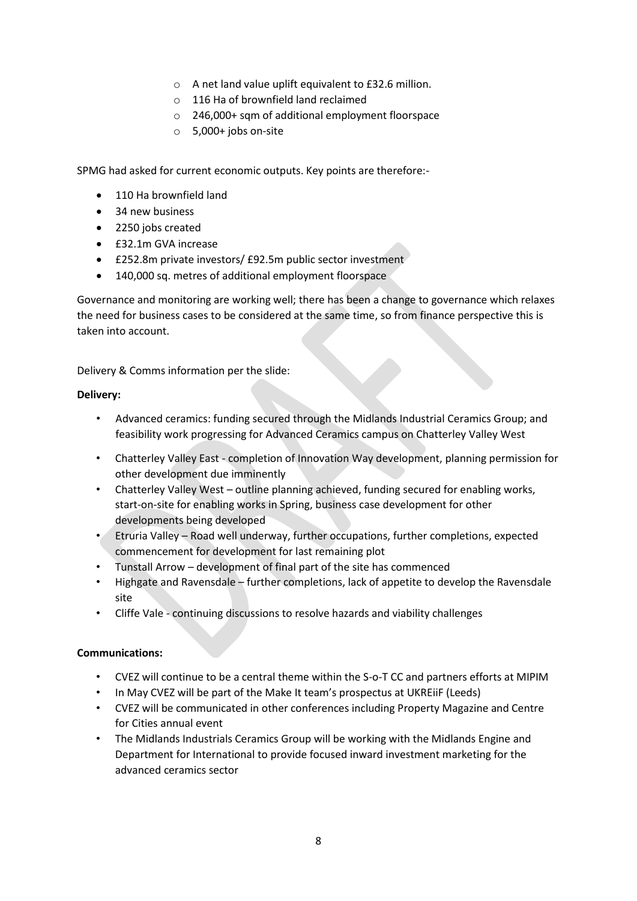- A net land value uplift equivalent to £32.6 million.
  - 116 Ha of brownfield land reclaimed
  - 246,000+ sqm of additional employment floorspace
  - 5,000+ jobs on-site

SPMG had asked for current economic outputs. Key points are therefore:-

- 110 Ha brownfield land
- 34 new business
- 2250 jobs created
- £32.1m GVA increase
- £252.8m private investors/ £92.5m public sector investment
- 140,000 sq. metres of additional employment floorspace

Governance and monitoring are working well; there has been a change to governance which relaxes the need for business cases to be considered at the same time, so from finance perspective this is taken into account.

Delivery & Comms information per the slide:

**Delivery:**

- Advanced ceramics: funding secured through the Midlands Industrial Ceramics Group; and feasibility work progressing for Advanced Ceramics campus on Chatterley Valley West
- Chatterley Valley East - completion of Innovation Way development, planning permission for other development due imminently
- Chatterley Valley West – outline planning achieved, funding secured for enabling works, start-on-site for enabling works in Spring, business case development for other developments being developed
- Etruria Valley – Road well underway, further occupations, further completions, expected commencement for development for last remaining plot
- Tunstall Arrow – development of final part of the site has commenced
- Highgate and Ravensdale – further completions, lack of appetite to develop the Ravensdale site
- Cliffe Vale - continuing discussions to resolve hazards and viability challenges

**Communications:**

- CVEZ will continue to be a central theme within the S-o-T CC and partners efforts at MIPIM
- In May CVEZ will be part of the Make It team's prospectus at UKREiiF (Leeds)
- CVEZ will be communicated in other conferences including Property Magazine and Centre for Cities annual event
- The Midlands Industrials Ceramics Group will be working with the Midlands Engine and Department for International to provide focused inward investment marketing for the advanced ceramics sector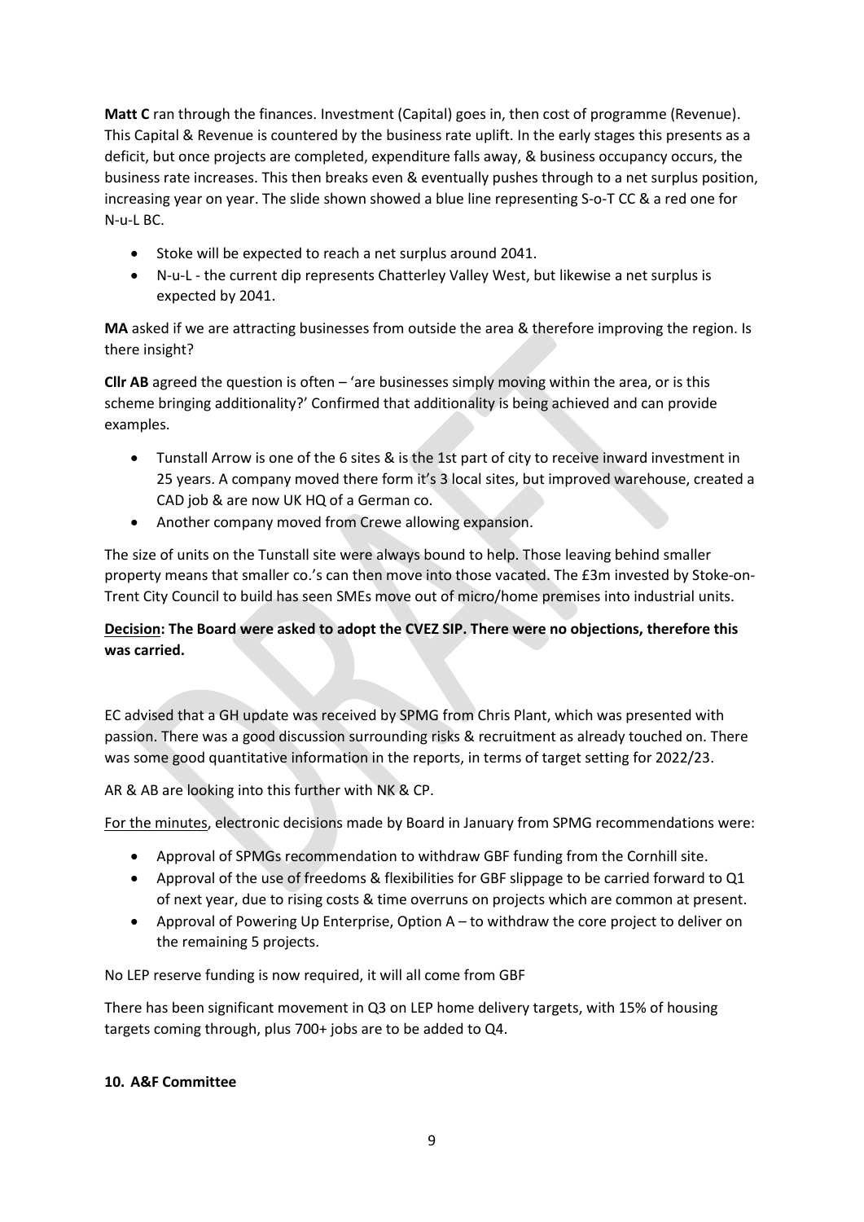**Matt C** ran through the finances. Investment (Capital) goes in, then cost of programme (Revenue). This Capital & Revenue is countered by the business rate uplift. In the early stages this presents as a deficit, but once projects are completed, expenditure falls away, & business occupancy occurs, the business rate increases. This then breaks even & eventually pushes through to a net surplus position, increasing year on year. The slide shown showed a blue line representing S-o-T CC & a red one for N-u-L BC.

- Stoke will be expected to reach a net surplus around 2041.
- N-u-L - the current dip represents Chatterley Valley West, but likewise a net surplus is expected by 2041.

**MA** asked if we are attracting businesses from outside the area & therefore improving the region. Is there insight?

**Cllr AB** agreed the question is often – 'are businesses simply moving within the area, or is this scheme bringing additionality?' Confirmed that additionality is being achieved and can provide examples.

- Tunstall Arrow is one of the 6 sites & is the 1st part of city to receive inward investment in 25 years. A company moved there form it's 3 local sites, but improved warehouse, created a CAD job & are now UK HQ of a German co.
- Another company moved from Crewe allowing expansion.

The size of units on the Tunstall site were always bound to help. Those leaving behind smaller property means that smaller co.'s can then move into those vacated. The £3m invested by Stoke-on-Trent City Council to build has seen SMEs move out of micro/home premises into industrial units.

**Decision: The Board were asked to adopt the CVEZ SIP. There were no objections, therefore this was carried.**

EC advised that a GH update was received by SPMG from Chris Plant, which was presented with passion. There was a good discussion surrounding risks & recruitment as already touched on. There was some good quantitative information in the reports, in terms of target setting for 2022/23.

AR & AB are looking into this further with NK & CP.

For the minutes, electronic decisions made by Board in January from SPMG recommendations were:

- Approval of SPMGs recommendation to withdraw GBF funding from the Cornhill site.
- Approval of the use of freedoms & flexibilities for GBF slippage to be carried forward to Q1 of next year, due to rising costs & time overruns on projects which are common at present.
- Approval of Powering Up Enterprise, Option A – to withdraw the core project to deliver on the remaining 5 projects.

No LEP reserve funding is now required, it will all come from GBF

There has been significant movement in Q3 on LEP home delivery targets, with 15% of housing targets coming through, plus 700+ jobs are to be added to Q4.

**10. A&F Committee**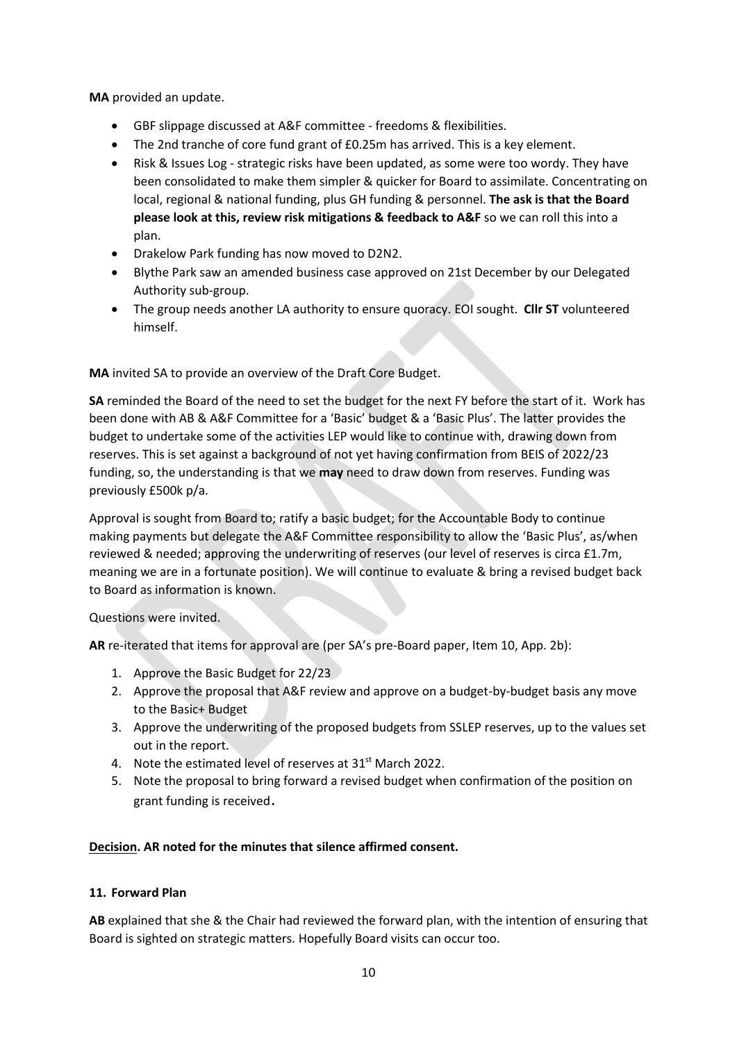**MA** provided an update.

- GBF slippage discussed at A&F committee - freedoms & flexibilities.
- The 2nd tranche of core fund grant of £0.25m has arrived. This is a key element.
- Risk & Issues Log - strategic risks have been updated, as some were too wordy. They have been consolidated to make them simpler & quicker for Board to assimilate. Concentrating on local, regional & national funding, plus GH funding & personnel. **The ask is that the Board please look at this, review risk mitigations & feedback to A&F** so we can roll this into a plan.
- Drakelow Park funding has now moved to D2N2.
- Blythe Park saw an amended business case approved on 21st December by our Delegated Authority sub-group.
- The group needs another LA authority to ensure quoracy. EOI sought. **Cllr ST** volunteered himself.

**MA** invited SA to provide an overview of the Draft Core Budget.

**SA** reminded the Board of the need to set the budget for the next FY before the start of it. Work has been done with AB & A&F Committee for a 'Basic' budget & a 'Basic Plus'. The latter provides the budget to undertake some of the activities LEP would like to continue with, drawing down from reserves. This is set against a background of not yet having confirmation from BEIS of 2022/23 funding, so, the understanding is that we **may** need to draw down from reserves. Funding was previously £500k p/a.

Approval is sought from Board to; ratify a basic budget; for the Accountable Body to continue making payments but delegate the A&F Committee responsibility to allow the 'Basic Plus', as/when reviewed & needed; approving the underwriting of reserves (our level of reserves is circa £1.7m, meaning we are in a fortunate position). We will continue to evaluate & bring a revised budget back to Board as information is known.

Questions were invited.

**AR** re-iterated that items for approval are (per SA's pre-Board paper, Item 10, App. 2b):

1. Approve the Basic Budget for 22/23
2. Approve the proposal that A&F review and approve on a budget-by-budget basis any move to the Basic+ Budget
3. Approve the underwriting of the proposed budgets from SSLEP reserves, up to the values set out in the report.
4. Note the estimated level of reserves at 31st March 2022.
5. Note the proposal to bring forward a revised budget when confirmation of the position on grant funding is received.

**<u>Decision</u>. AR noted for the minutes that silence affirmed consent.**

### 11. Forward Plan

**AB** explained that she & the Chair had reviewed the forward plan, with the intention of ensuring that Board is sighted on strategic matters. Hopefully Board visits can occur too.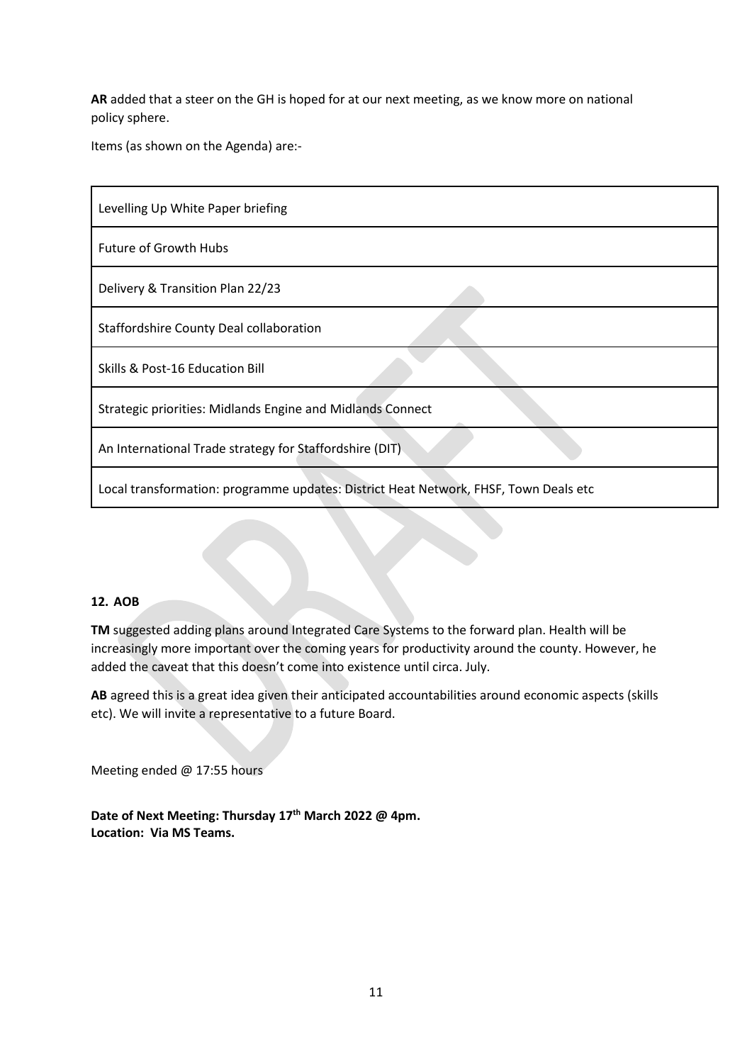**AR** added that a steer on the GH is hoped for at our next meeting, as we know more on national policy sphere.

Items (as shown on the Agenda) are:-

| |
|---|
| Levelling Up White Paper briefing |
| Future of Growth Hubs |
| Delivery & Transition Plan 22/23 |
| Staffordshire County Deal collaboration |
| Skills & Post-16 Education Bill |
| Strategic priorities: Midlands Engine and Midlands Connect |
| An International Trade strategy for Staffordshire (DIT) |
| Local transformation: programme updates: District Heat Network, FHSF, Town Deals etc |

**12. AOB**

**TM** suggested adding plans around Integrated Care Systems to the forward plan. Health will be increasingly more important over the coming years for productivity around the county. However, he added the caveat that this doesn't come into existence until circa. July.

**AB** agreed this is a great idea given their anticipated accountabilities around economic aspects (skills etc). We will invite a representative to a future Board.

Meeting ended @ 17:55 hours

**Date of Next Meeting: Thursday 17th March 2022 @ 4pm.**
**Location: Via MS Teams.**